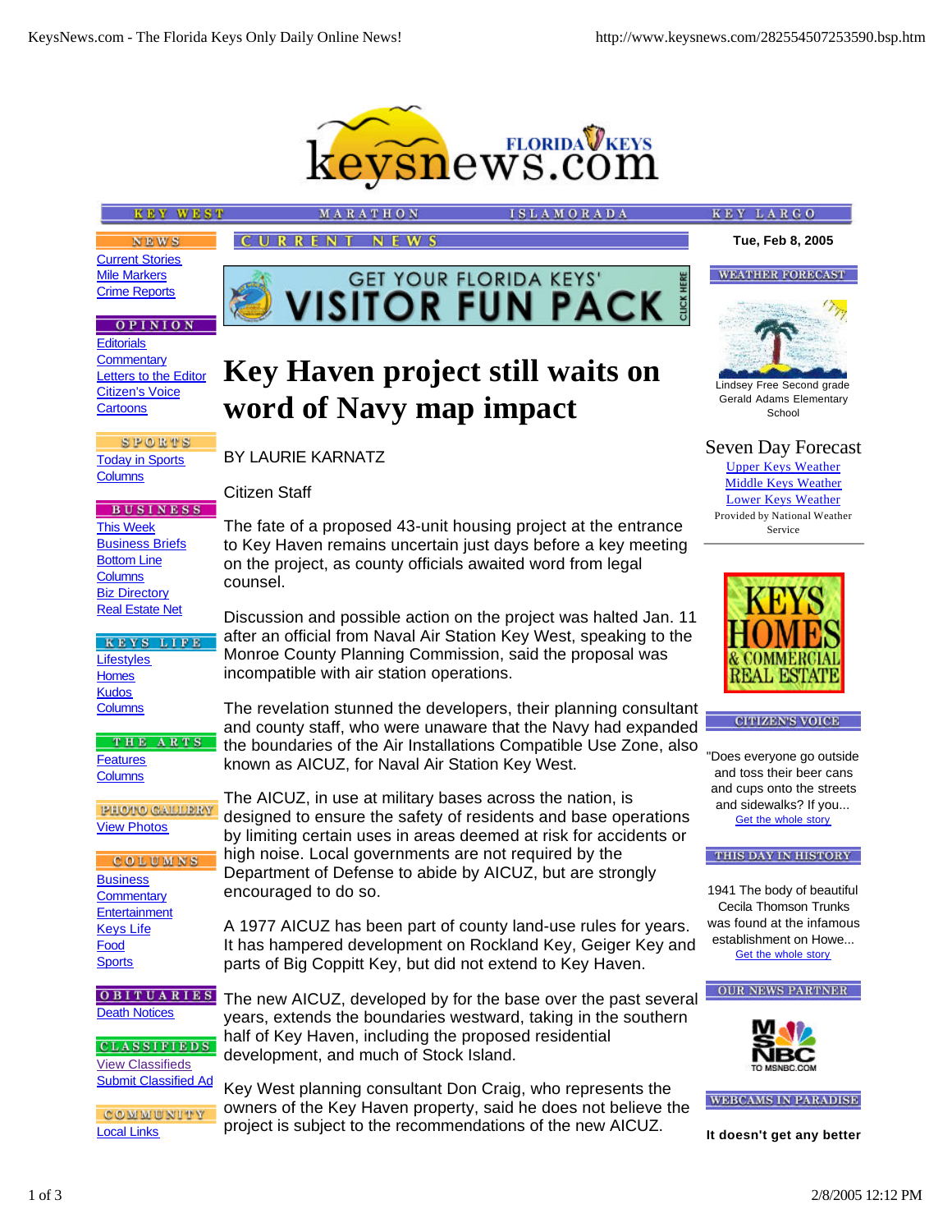# Key Haven project still waits on word of Navy map impact

BY LAURIE KARNATZ

Citizen Staff

The fate of a proposed 43-unit housing project at the entrance to Key Haven remains uncertain just days before a key meeting on the project, as county officials awaited word from legal counsel.

Discussion and possible action on the project was halted Jan. 11 after an official from Naval Air Station Key West, speaking to the Monroe County Planning Commission, said the proposal was incompatible with air station operations.

The revelation stunned the developers, their planning consultant and county staff, who were unaware that the Navy had expanded the boundaries of the Air Installations Compatible Use Zone, also known as AICUZ, for Naval Air Station Key West.

The AICUZ, in use at military bases across the nation, is designed to ensure the safety of residents and base operations by limiting certain uses in areas deemed at risk for accidents or high noise. Local governments are not required by the Department of Defense to abide by AICUZ, but are strongly encouraged to do so.

A 1977 AICUZ has been part of county land-use rules for years. It has hampered development on Rockland Key, Geiger Key and parts of Big Coppitt Key, but did not extend to Key Haven.

The new AICUZ, developed by for the base over the past several years, extends the boundaries westward, taking in the southern half of Key Haven, including the proposed residential development, and much of Stock Island.

Key West planning consultant Don Craig, who represents the owners of the Key Haven property, said he does not believe the project is subject to the recommendations of the new AICUZ.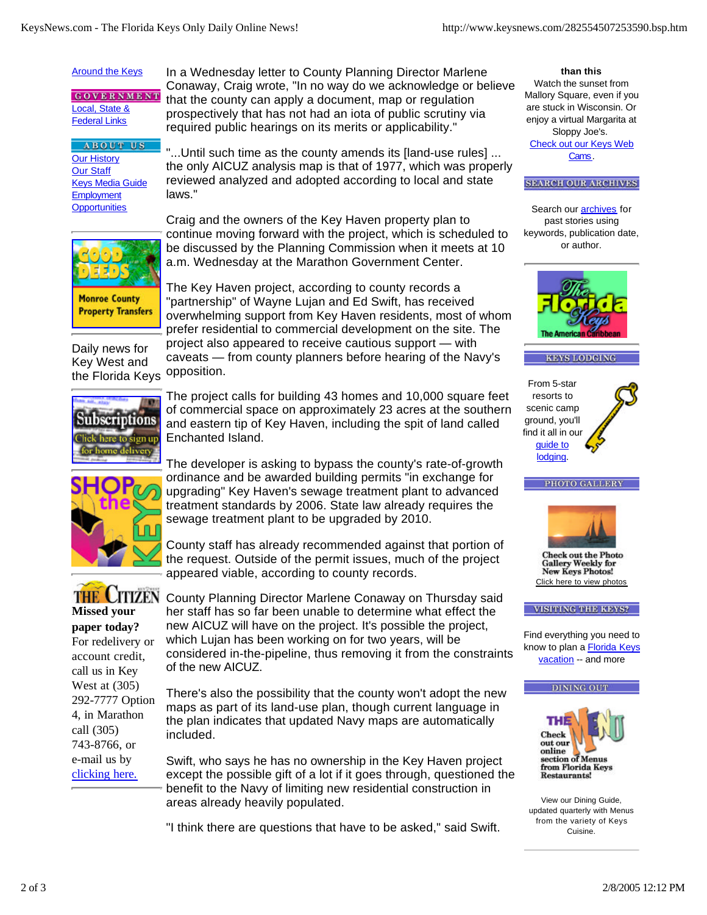In a Wednesday letter to County Planning Director Marlene Conaway, Craig wrote, "In no way do we acknowledge or believe that the county can apply a document, map or regulation prospectively that has not had an iota of public scrutiny via required public hearings on its merits or applicability."

"...Until such time as the county amends its [land-use rules] ... the only AICUZ analysis map is that of 1977, which was properly reviewed analyzed and adopted according to local and state laws."

Craig and the owners of the Key Haven property plan to continue moving forward with the project, which is scheduled to be discussed by the Planning Commission when it meets at 10 a.m. Wednesday at the Marathon Government Center.

The Key Haven project, according to county records a "partnership" of Wayne Lujan and Ed Swift, has received overwhelming support from Key Haven residents, most of whom prefer residential to commercial development on the site. The project also appeared to receive cautious support — with caveats — from county planners before hearing of the Navy's opposition.

The project calls for building 43 homes and 10,000 square feet of commercial space on approximately 23 acres at the southern and eastern tip of Key Haven, including the spit of land called Enchanted Island.

The developer is asking to bypass the county's rate-of-growth ordinance and be awarded building permits "in exchange for upgrading" Key Haven's sewage treatment plant to advanced treatment standards by 2006. State law already requires the sewage treatment plant to be upgraded by 2010.

County staff has already recommended against that portion of the request. Outside of the permit issues, much of the project appeared viable, according to county records.

County Planning Director Marlene Conaway on Thursday said her staff has so far been unable to determine what effect the new AICUZ will have on the project. It's possible the project, which Lujan has been working on for two years, will be considered in-the-pipeline, thus removing it from the constraints of the new AICUZ.

There's also the possibility that the county won't adopt the new maps as part of its land-use plan, though current language in the plan indicates that updated Navy maps are automatically included.

Swift, who says he has no ownership in the Key Haven project except the possible gift of a lot if it goes through, questioned the benefit to the Navy of limiting new residential construction in areas already heavily populated.

"I think there are questions that have to be asked," said Swift.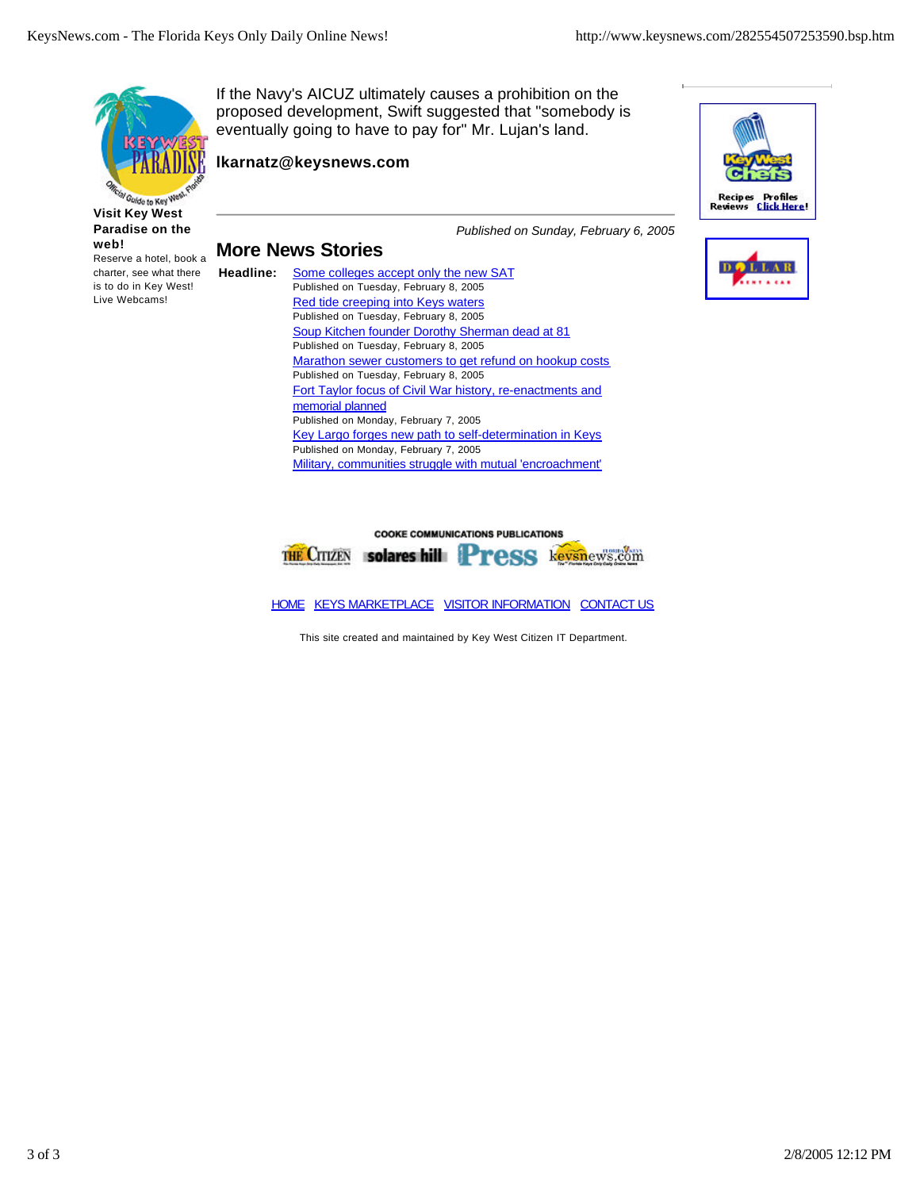If the Navy's AICUZ ultimately causes a prohibition on the proposed development, Swift suggested that "somebody is eventually going to have to pay for" Mr. Lujan's land.

**lkarnatz@keysnews.com**

*Published on Sunday, February 6, 2005*

**Visit Key West Paradise on the web!**

Reserve a hotel, book a charter, see what there is to do in Key West! Live Webcams!

## More News Stories

**Headline:**

Some colleges accept only the new SAT
Published on Tuesday, February 8, 2005

Red tide creeping into Keys waters
Published on Tuesday, February 8, 2005

Soup Kitchen founder Dorothy Sherman dead at 81
Published on Tuesday, February 8, 2005

Marathon sewer customers to get refund on hookup costs
Published on Tuesday, February 8, 2005

Fort Taylor focus of Civil War history, re-enactments and memorial planned
Published on Monday, February 7, 2005

Key Largo forges new path to self-determination in Keys
Published on Monday, February 7, 2005

Military, communities struggle with mutual 'encroachment'

Key West Chefs
Recipes Profiles Reviews Click Here!

COOKE COMMUNICATIONS PUBLICATIONS

THE CITIZEN solares hill Press keysnews.com

HOME KEYS MARKETPLACE VISITOR INFORMATION CONTACT US

This site created and maintained by Key West Citizen IT Department.